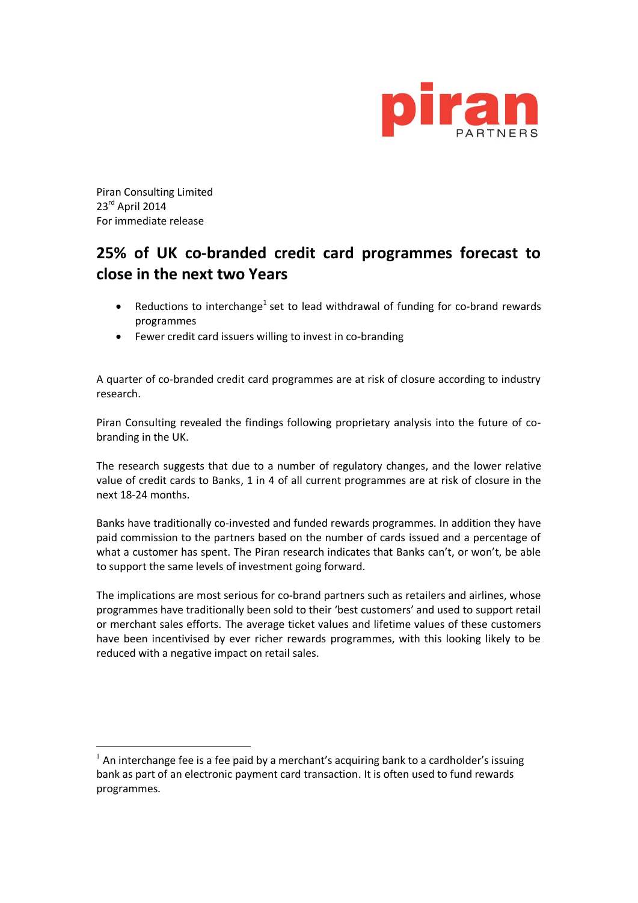piran PARTNERS

Piran Consulting Limited
23rd April 2014
For immediate release

# 25% of UK co-branded credit card programmes forecast to close in the next two Years

- Reductions to interchange[1] set to lead withdrawal of funding for co-brand rewards programmes
- Fewer credit card issuers willing to invest in co-branding

A quarter of co-branded credit card programmes are at risk of closure according to industry research.

Piran Consulting revealed the findings following proprietary analysis into the future of co-branding in the UK.

The research suggests that due to a number of regulatory changes, and the lower relative value of credit cards to Banks, 1 in 4 of all current programmes are at risk of closure in the next 18-24 months.

Banks have traditionally co-invested and funded rewards programmes. In addition they have paid commission to the partners based on the number of cards issued and a percentage of what a customer has spent. The Piran research indicates that Banks can't, or won't, be able to support the same levels of investment going forward.

The implications are most serious for co-brand partners such as retailers and airlines, whose programmes have traditionally been sold to their 'best customers' and used to support retail or merchant sales efforts. The average ticket values and lifetime values of these customers have been incentivised by ever richer rewards programmes, with this looking likely to be reduced with a negative impact on retail sales.

---

[1] An interchange fee is a fee paid by a merchant's acquiring bank to a cardholder's issuing bank as part of an electronic payment card transaction. It is often used to fund rewards programmes.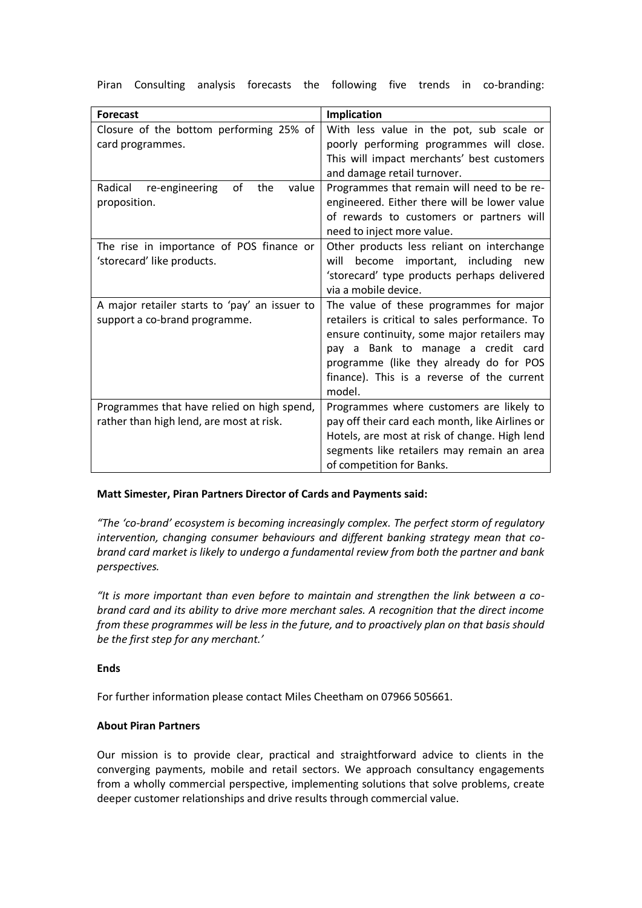Piran Consulting analysis forecasts the following five trends in co-branding:

| Forecast | Implication |
|---|---|
| Closure of the bottom performing 25% of card programmes. | With less value in the pot, sub scale or poorly performing programmes will close. This will impact merchants' best customers and damage retail turnover. |
| Radical re-engineering of the value proposition. | Programmes that remain will need to be re-engineered. Either there will be lower value of rewards to customers or partners will need to inject more value. |
| The rise in importance of POS finance or 'storecard' like products. | Other products less reliant on interchange will become important, including new 'storecard' type products perhaps delivered via a mobile device. |
| A major retailer starts to 'pay' an issuer to support a co-brand programme. | The value of these programmes for major retailers is critical to sales performance. To ensure continuity, some major retailers may pay a Bank to manage a credit card programme (like they already do for POS finance). This is a reverse of the current model. |
| Programmes that have relied on high spend, rather than high lend, are most at risk. | Programmes where customers are likely to pay off their card each month, like Airlines or Hotels, are most at risk of change. High lend segments like retailers may remain an area of competition for Banks. |

**Matt Simester, Piran Partners Director of Cards and Payments said:**

*"The 'co-brand' ecosystem is becoming increasingly complex. The perfect storm of regulatory intervention, changing consumer behaviours and different banking strategy mean that co-brand card market is likely to undergo a fundamental review from both the partner and bank perspectives.*

*"It is more important than even before to maintain and strengthen the link between a co-brand card and its ability to drive more merchant sales. A recognition that the direct income from these programmes will be less in the future, and to proactively plan on that basis should be the first step for any merchant.'*

**Ends**

For further information please contact Miles Cheetham on 07966 505661.

**About Piran Partners**

Our mission is to provide clear, practical and straightforward advice to clients in the converging payments, mobile and retail sectors. We approach consultancy engagements from a wholly commercial perspective, implementing solutions that solve problems, create deeper customer relationships and drive results through commercial value.